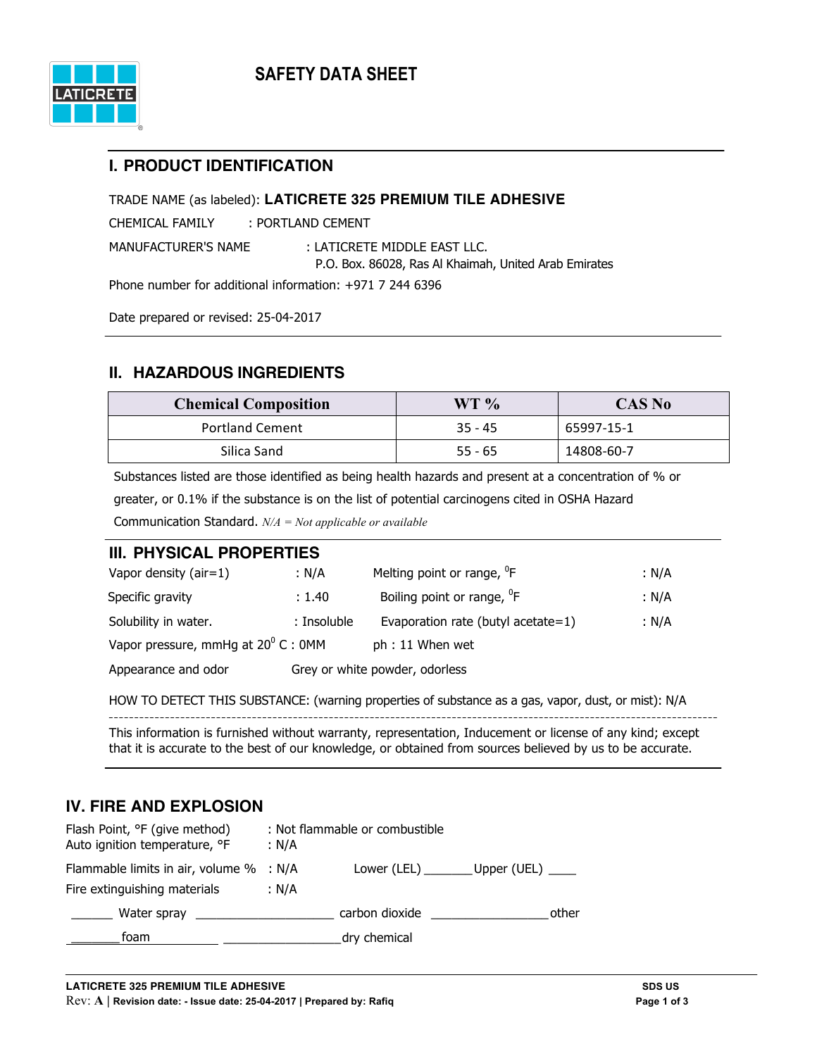# SAFETY DATA SHEET

## I. PRODUCT IDENTIFICATION

TRADE NAME (as labeled): **LATICRETE 325 PREMIUM TILE ADHESIVE**

CHEMICAL FAMILY : PORTLAND CEMENT

MANUFACTURER'S NAME : LATICRETE MIDDLE EAST LLC.
P.O. Box. 86028, Ras Al Khaimah, United Arab Emirates

Phone number for additional information: +971 7 244 6396

Date prepared or revised: 25-04-2017

## II. HAZARDOUS INGREDIENTS

| Chemical Composition | WT % | CAS No |
|---|---|---|
| Portland Cement | 35 - 45 | 65997-15-1 |
| Silica Sand | 55 - 65 | 14808-60-7 |

Substances listed are those identified as being health hazards and present at a concentration of % or greater, or 0.1% if the substance is on the list of potential carcinogens cited in OSHA Hazard Communication Standard. *N/A = Not applicable or available*

## III. PHYSICAL PROPERTIES

| | | | |
|---|---|---|---|
| Vapor density (air=1) | : N/A | Melting point or range, $^0$F | : N/A |
| Specific gravity | : 1.40 | Boiling point or range, $^0$F | : N/A |
| Solubility in water. | : Insoluble | Evaporation rate (butyl acetate=1) | : N/A |
| Vapor pressure, mmHg at 20$^0$ C : 0MM | | ph : 11 When wet | |
| Appearance and odor | Grey or white powder, odorless | | |

HOW TO DETECT THIS SUBSTANCE: (warning properties of substance as a gas, vapor, dust, or mist): N/A

---

This information is furnished without warranty, representation, Inducement or license of any kind; except that it is accurate to the best of our knowledge, or obtained from sources believed by us to be accurate.

## IV. FIRE AND EXPLOSION

Flash Point, °F (give method) : Not flammable or combustible
Auto ignition temperature, °F : N/A

Flammable limits in air, volume % : N/A Lower (LEL) _______ Upper (UEL) ____

Fire extinguishing materials : N/A

______ Water spray ____________________ carbon dioxide _________________ other

_______ foam _________________ dry chemical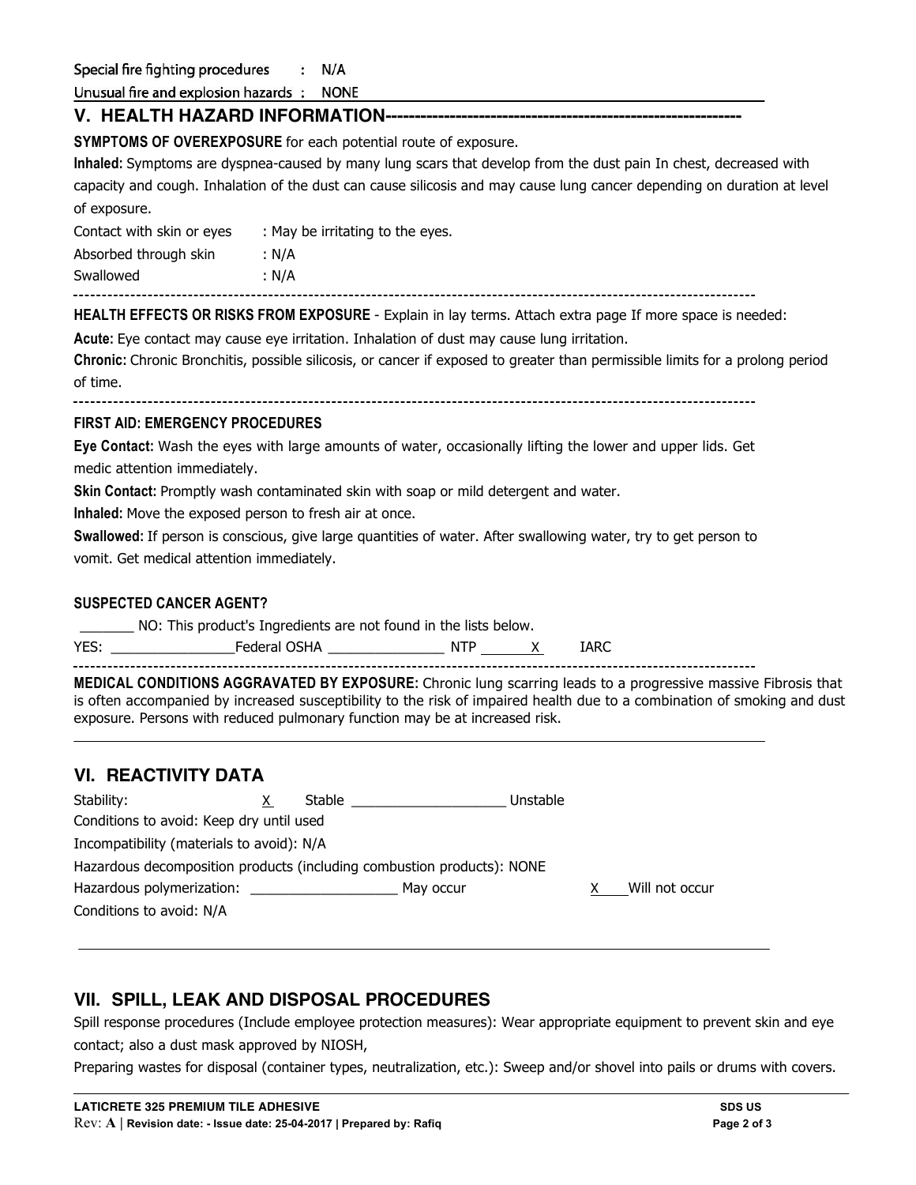Special fire fighting procedures : N/A

Unusual fire and explosion hazards : NONE

## V. HEALTH HAZARD INFORMATION-------------------------------------------------------------

**SYMPTOMS OF OVEREXPOSURE** for each potential route of exposure.

**Inhaled:** Symptoms are dyspnea-caused by many lung scars that develop from the dust pain In chest, decreased with capacity and cough. Inhalation of the dust can cause silicosis and may cause lung cancer depending on duration at level of exposure.

Contact with skin or eyes : May be irritating to the eyes.

Absorbed through skin : N/A

Swallowed : N/A

---

**HEALTH EFFECTS OR RISKS FROM EXPOSURE** - Explain in lay terms. Attach extra page If more space is needed:

**Acute:** Eye contact may cause eye irritation. Inhalation of dust may cause lung irritation.

**Chronic:** Chronic Bronchitis, possible silicosis, or cancer if exposed to greater than permissible limits for a prolong period of time.

---

**FIRST AID: EMERGENCY PROCEDURES**

**Eye Contact:** Wash the eyes with large amounts of water, occasionally lifting the lower and upper lids. Get medic attention immediately.

**Skin Contact:** Promptly wash contaminated skin with soap or mild detergent and water.

**Inhaled:** Move the exposed person to fresh air at once.

**Swallowed:** If person is conscious, give large quantities of water. After swallowing water, try to get person to vomit. Get medical attention immediately.

**SUSPECTED CANCER AGENT?**

_______ NO: This product's Ingredients are not found in the lists below.

YES: ________________Federal OSHA _______________ NTP ___X___ IARC

---

**MEDICAL CONDITIONS AGGRAVATED BY EXPOSURE:** Chronic lung scarring leads to a progressive massive Fibrosis that is often accompanied by increased susceptibility to the risk of impaired health due to a combination of smoking and dust exposure. Persons with reduced pulmonary function may be at increased risk.

## VI. REACTIVITY DATA

Stability: X Stable ____________________ Unstable

Conditions to avoid: Keep dry until used

Incompatibility (materials to avoid): N/A

Hazardous decomposition products (including combustion products): NONE

Hazardous polymerization: ___________________ May occur X___Will not occur

Conditions to avoid: N/A

## VII. SPILL, LEAK AND DISPOSAL PROCEDURES

Spill response procedures (Include employee protection measures): Wear appropriate equipment to prevent skin and eye contact; also a dust mask approved by NIOSH,

Preparing wastes for disposal (container types, neutralization, etc.): Sweep and/or shovel into pails or drums with covers.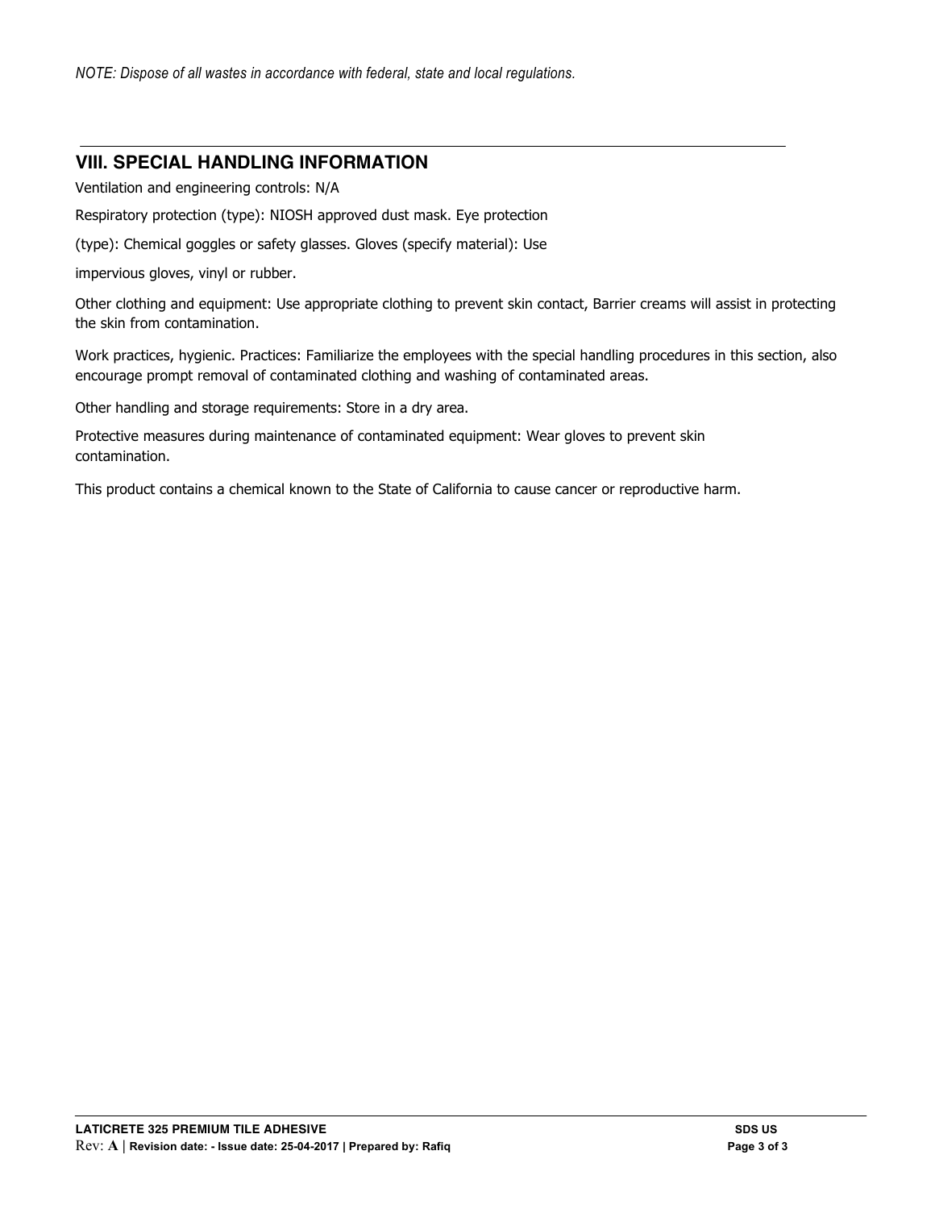*NOTE: Dispose of all wastes in accordance with federal, state and local regulations.*

## VIII. SPECIAL HANDLING INFORMATION

Ventilation and engineering controls: N/A

Respiratory protection (type): NIOSH approved dust mask. Eye protection (type): Chemical goggles or safety glasses. Gloves (specify material): Use impervious gloves, vinyl or rubber.

Other clothing and equipment: Use appropriate clothing to prevent skin contact, Barrier creams will assist in protecting the skin from contamination.

Work practices, hygienic. Practices: Familiarize the employees with the special handling procedures in this section, also encourage prompt removal of contaminated clothing and washing of contaminated areas.

Other handling and storage requirements: Store in a dry area.

Protective measures during maintenance of contaminated equipment: Wear gloves to prevent skin contamination.

This product contains a chemical known to the State of California to cause cancer or reproductive harm.